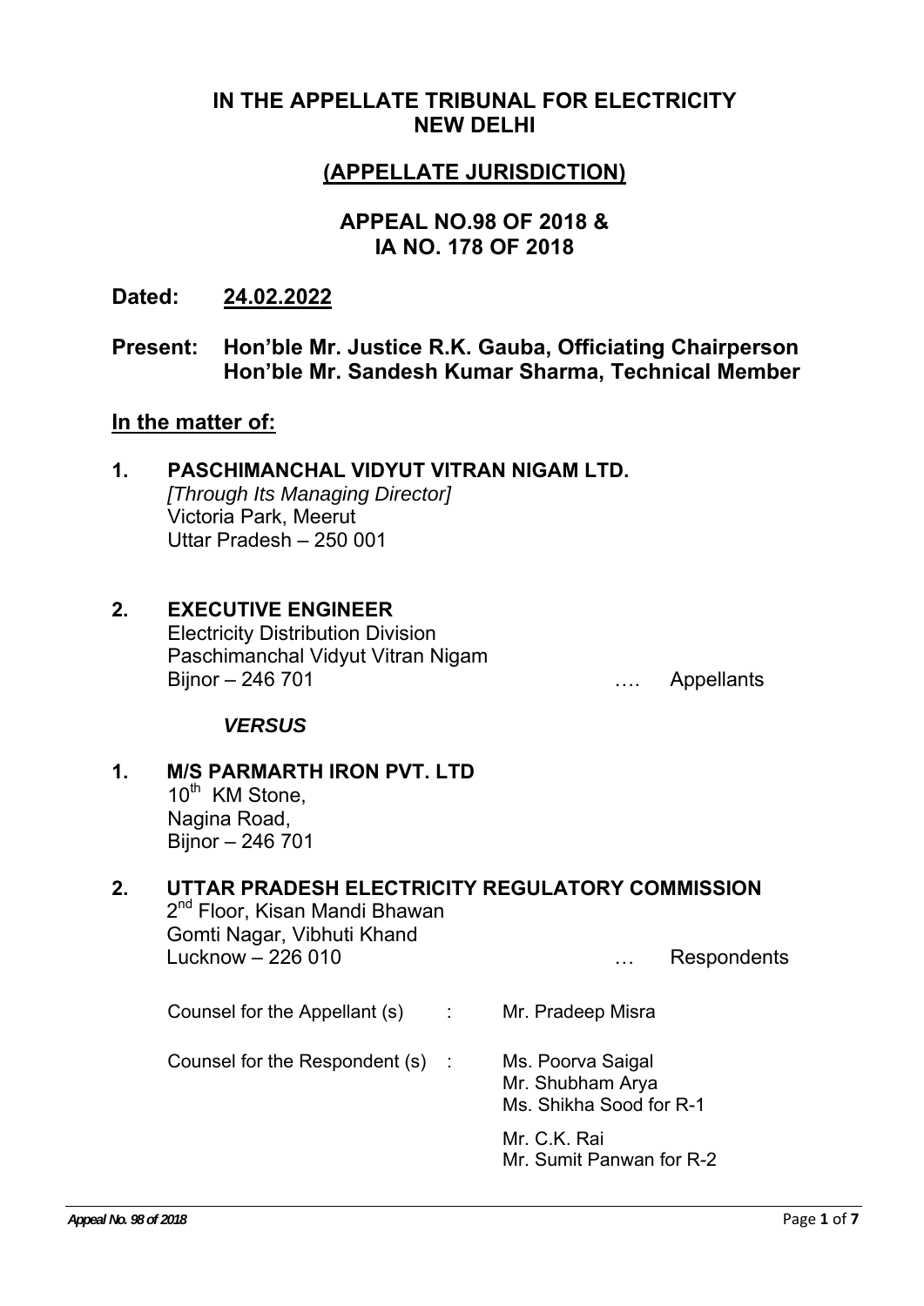# IN THE APPELLATE TRIBUNAL FOR ELECTRICITY NEW DELHI

## (APPELLATE JURISDICTION)

## APPEAL NO.98 OF 2018 & IA NO. 178 OF 2018

**Dated: 24.02.2022**

**Present: Hon'ble Mr. Justice R.K. Gauba, Officiating Chairperson**
**Hon'ble Mr. Sandesh Kumar Sharma, Technical Member**

**In the matter of:**

**1. PASCHIMANCHAL VIDYUT VITRAN NIGAM LTD.**
*[Through Its Managing Director]*
Victoria Park, Meerut
Uttar Pradesh – 250 001

**2. EXECUTIVE ENGINEER**
Electricity Distribution Division
Paschimanchal Vidyut Vitran Nigam
Bijnor – 246 701 …. Appellants

***VERSUS***

**1. M/S PARMARTH IRON PVT. LTD**
10th KM Stone,
Nagina Road,
Bijnor – 246 701

**2. UTTAR PRADESH ELECTRICITY REGULATORY COMMISSION**
2nd Floor, Kisan Mandi Bhawan
Gomti Nagar, Vibhuti Khand
Lucknow – 226 010 … Respondents

| | | |
|---|---|---|
| Counsel for the Appellant (s) | : | Mr. Pradeep Misra |
| Counsel for the Respondent (s) | : | Ms. Poorva Saigal<br>Mr. Shubham Arya<br>Ms. Shikha Sood for R-1 |
| | | Mr. C.K. Rai<br>Mr. Sumit Panwan for R-2 |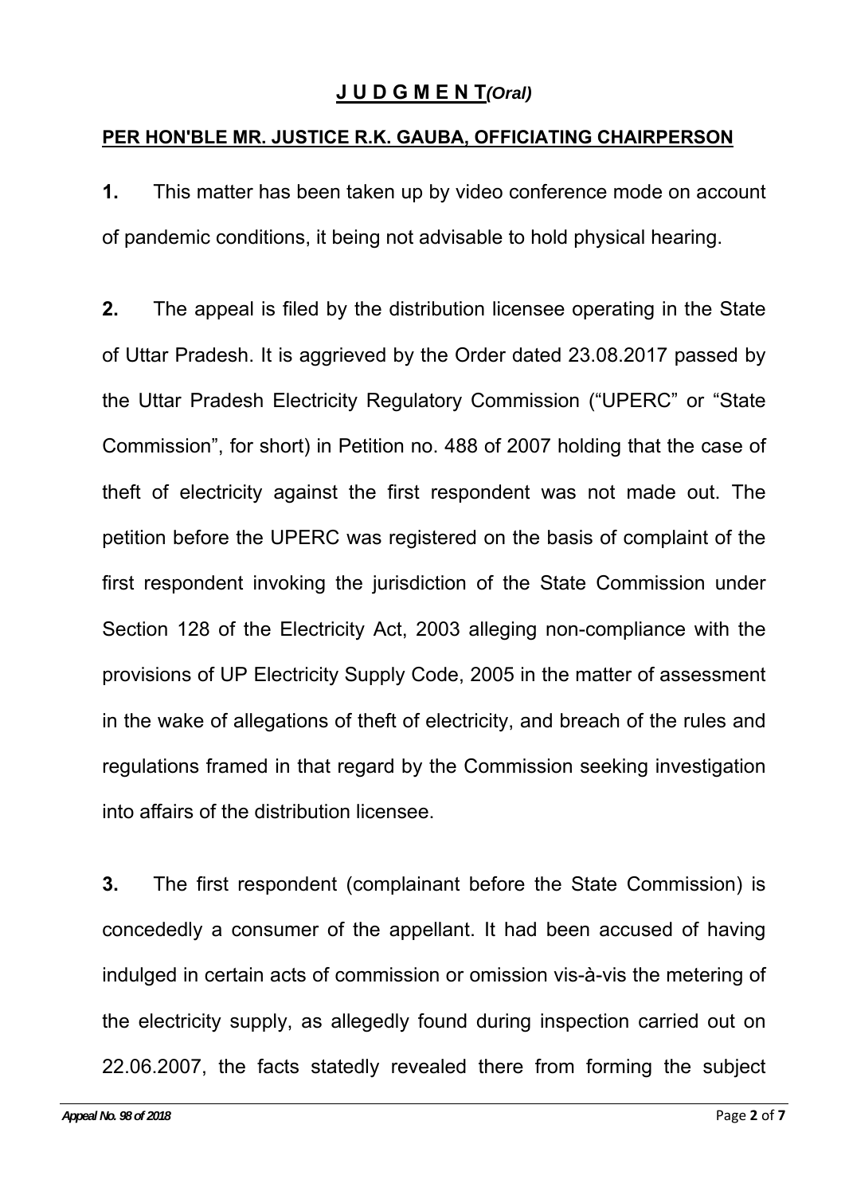## **J U D G M E N T** *(Oral)*

**PER HON'BLE MR. JUSTICE R.K. GAUBA, OFFICIATING CHAIRPERSON**

**1.** This matter has been taken up by video conference mode on account of pandemic conditions, it being not advisable to hold physical hearing.

**2.** The appeal is filed by the distribution licensee operating in the State of Uttar Pradesh. It is aggrieved by the Order dated 23.08.2017 passed by the Uttar Pradesh Electricity Regulatory Commission ("UPERC" or "State Commission", for short) in Petition no. 488 of 2007 holding that the case of theft of electricity against the first respondent was not made out. The petition before the UPERC was registered on the basis of complaint of the first respondent invoking the jurisdiction of the State Commission under Section 128 of the Electricity Act, 2003 alleging non-compliance with the provisions of UP Electricity Supply Code, 2005 in the matter of assessment in the wake of allegations of theft of electricity, and breach of the rules and regulations framed in that regard by the Commission seeking investigation into affairs of the distribution licensee.

**3.** The first respondent (complainant before the State Commission) is concededly a consumer of the appellant. It had been accused of having indulged in certain acts of commission or omission vis-à-vis the metering of the electricity supply, as allegedly found during inspection carried out on 22.06.2007, the facts statedly revealed there from forming the subject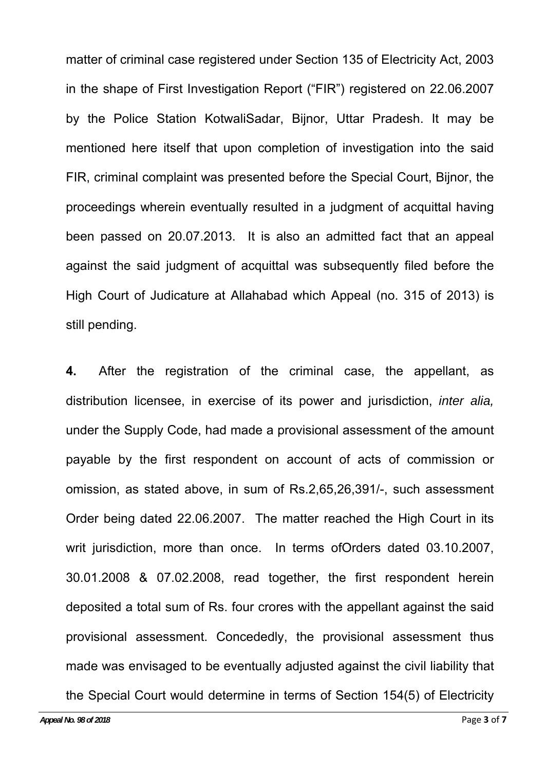matter of criminal case registered under Section 135 of Electricity Act, 2003 in the shape of First Investigation Report ("FIR") registered on 22.06.2007 by the Police Station KotwaliSadar, Bijnor, Uttar Pradesh. It may be mentioned here itself that upon completion of investigation into the said FIR, criminal complaint was presented before the Special Court, Bijnor, the proceedings wherein eventually resulted in a judgment of acquittal having been passed on 20.07.2013. It is also an admitted fact that an appeal against the said judgment of acquittal was subsequently filed before the High Court of Judicature at Allahabad which Appeal (no. 315 of 2013) is still pending.

**4.** After the registration of the criminal case, the appellant, as distribution licensee, in exercise of its power and jurisdiction, *inter alia,* under the Supply Code, had made a provisional assessment of the amount payable by the first respondent on account of acts of commission or omission, as stated above, in sum of Rs.2,65,26,391/-, such assessment Order being dated 22.06.2007. The matter reached the High Court in its writ jurisdiction, more than once. In terms ofOrders dated 03.10.2007, 30.01.2008 & 07.02.2008, read together, the first respondent herein deposited a total sum of Rs. four crores with the appellant against the said provisional assessment. Concededly, the provisional assessment thus made was envisaged to be eventually adjusted against the civil liability that the Special Court would determine in terms of Section 154(5) of Electricity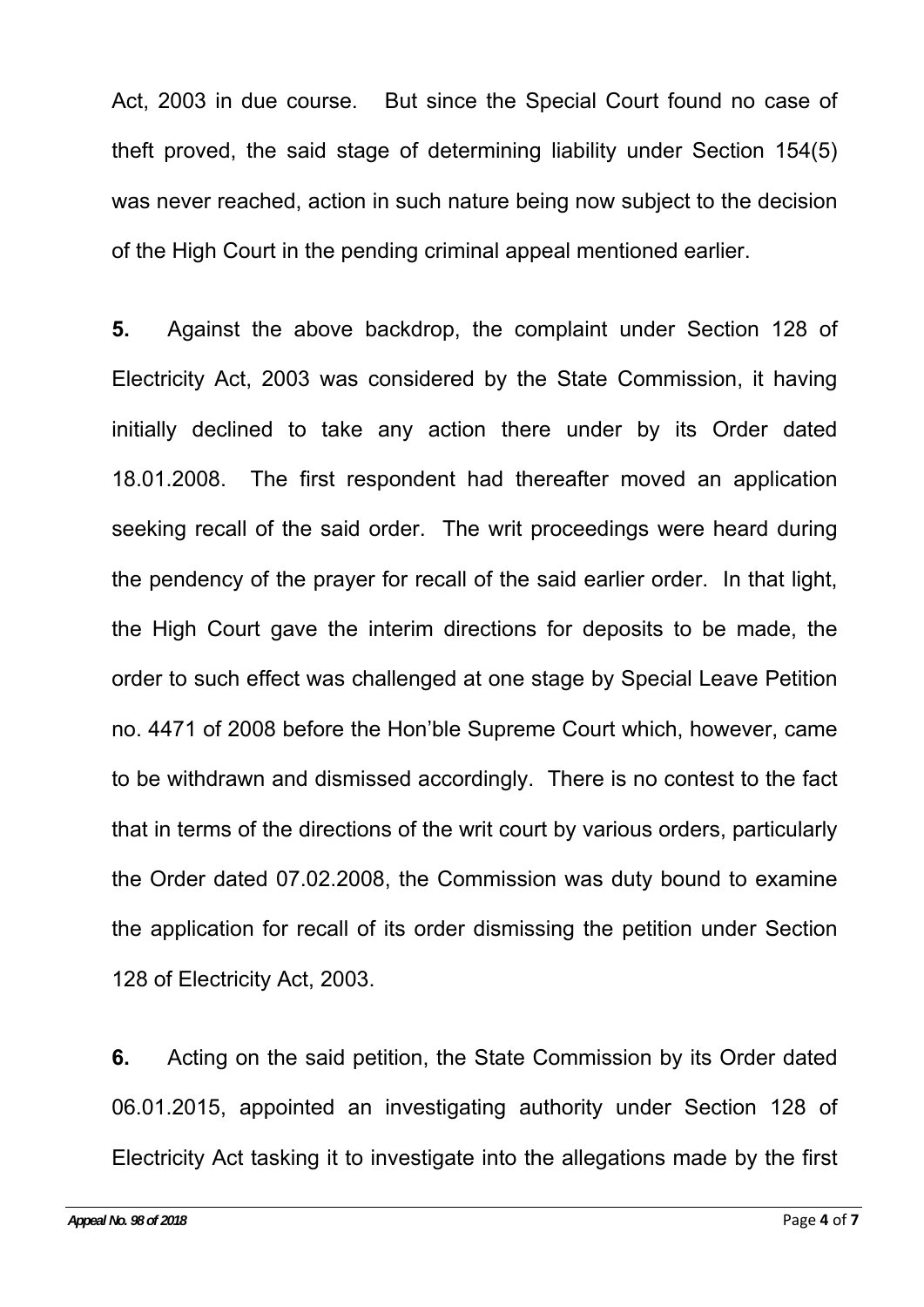Act, 2003 in due course. But since the Special Court found no case of theft proved, the said stage of determining liability under Section 154(5) was never reached, action in such nature being now subject to the decision of the High Court in the pending criminal appeal mentioned earlier.

**5.** Against the above backdrop, the complaint under Section 128 of Electricity Act, 2003 was considered by the State Commission, it having initially declined to take any action there under by its Order dated 18.01.2008. The first respondent had thereafter moved an application seeking recall of the said order. The writ proceedings were heard during the pendency of the prayer for recall of the said earlier order. In that light, the High Court gave the interim directions for deposits to be made, the order to such effect was challenged at one stage by Special Leave Petition no. 4471 of 2008 before the Hon'ble Supreme Court which, however, came to be withdrawn and dismissed accordingly. There is no contest to the fact that in terms of the directions of the writ court by various orders, particularly the Order dated 07.02.2008, the Commission was duty bound to examine the application for recall of its order dismissing the petition under Section 128 of Electricity Act, 2003.

**6.** Acting on the said petition, the State Commission by its Order dated 06.01.2015, appointed an investigating authority under Section 128 of Electricity Act tasking it to investigate into the allegations made by the first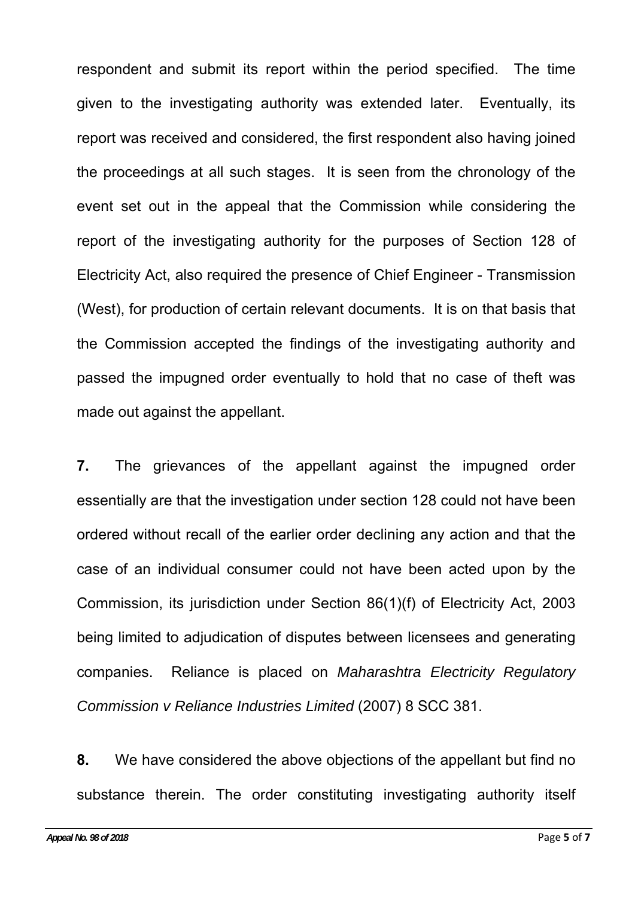respondent and submit its report within the period specified. The time given to the investigating authority was extended later. Eventually, its report was received and considered, the first respondent also having joined the proceedings at all such stages. It is seen from the chronology of the event set out in the appeal that the Commission while considering the report of the investigating authority for the purposes of Section 128 of Electricity Act, also required the presence of Chief Engineer - Transmission (West), for production of certain relevant documents. It is on that basis that the Commission accepted the findings of the investigating authority and passed the impugned order eventually to hold that no case of theft was made out against the appellant.

**7.** The grievances of the appellant against the impugned order essentially are that the investigation under section 128 could not have been ordered without recall of the earlier order declining any action and that the case of an individual consumer could not have been acted upon by the Commission, its jurisdiction under Section 86(1)(f) of Electricity Act, 2003 being limited to adjudication of disputes between licensees and generating companies. Reliance is placed on *Maharashtra Electricity Regulatory Commission v Reliance Industries Limited* (2007) 8 SCC 381.

**8.** We have considered the above objections of the appellant but find no substance therein. The order constituting investigating authority itself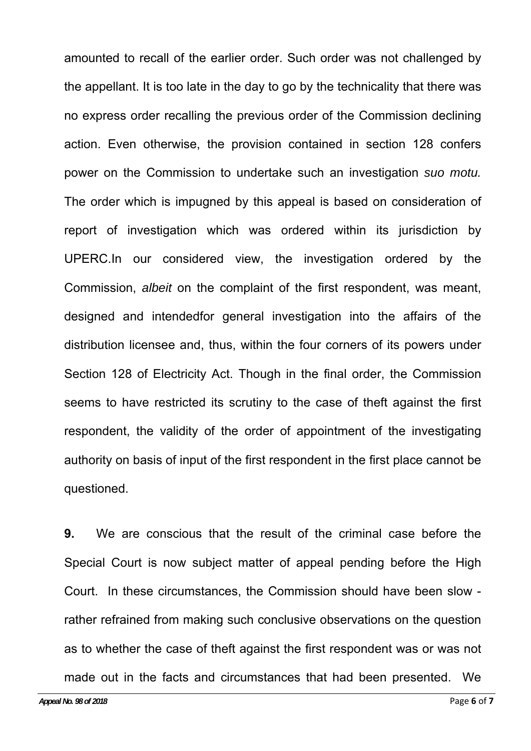amounted to recall of the earlier order. Such order was not challenged by the appellant. It is too late in the day to go by the technicality that there was no express order recalling the previous order of the Commission declining action. Even otherwise, the provision contained in section 128 confers power on the Commission to undertake such an investigation *suo motu.* The order which is impugned by this appeal is based on consideration of report of investigation which was ordered within its jurisdiction by UPERC.In our considered view, the investigation ordered by the Commission, *albeit* on the complaint of the first respondent, was meant, designed and intendedfor general investigation into the affairs of the distribution licensee and, thus, within the four corners of its powers under Section 128 of Electricity Act. Though in the final order, the Commission seems to have restricted its scrutiny to the case of theft against the first respondent, the validity of the order of appointment of the investigating authority on basis of input of the first respondent in the first place cannot be questioned.

**9.** We are conscious that the result of the criminal case before the Special Court is now subject matter of appeal pending before the High Court. In these circumstances, the Commission should have been slow - rather refrained from making such conclusive observations on the question as to whether the case of theft against the first respondent was or was not made out in the facts and circumstances that had been presented. We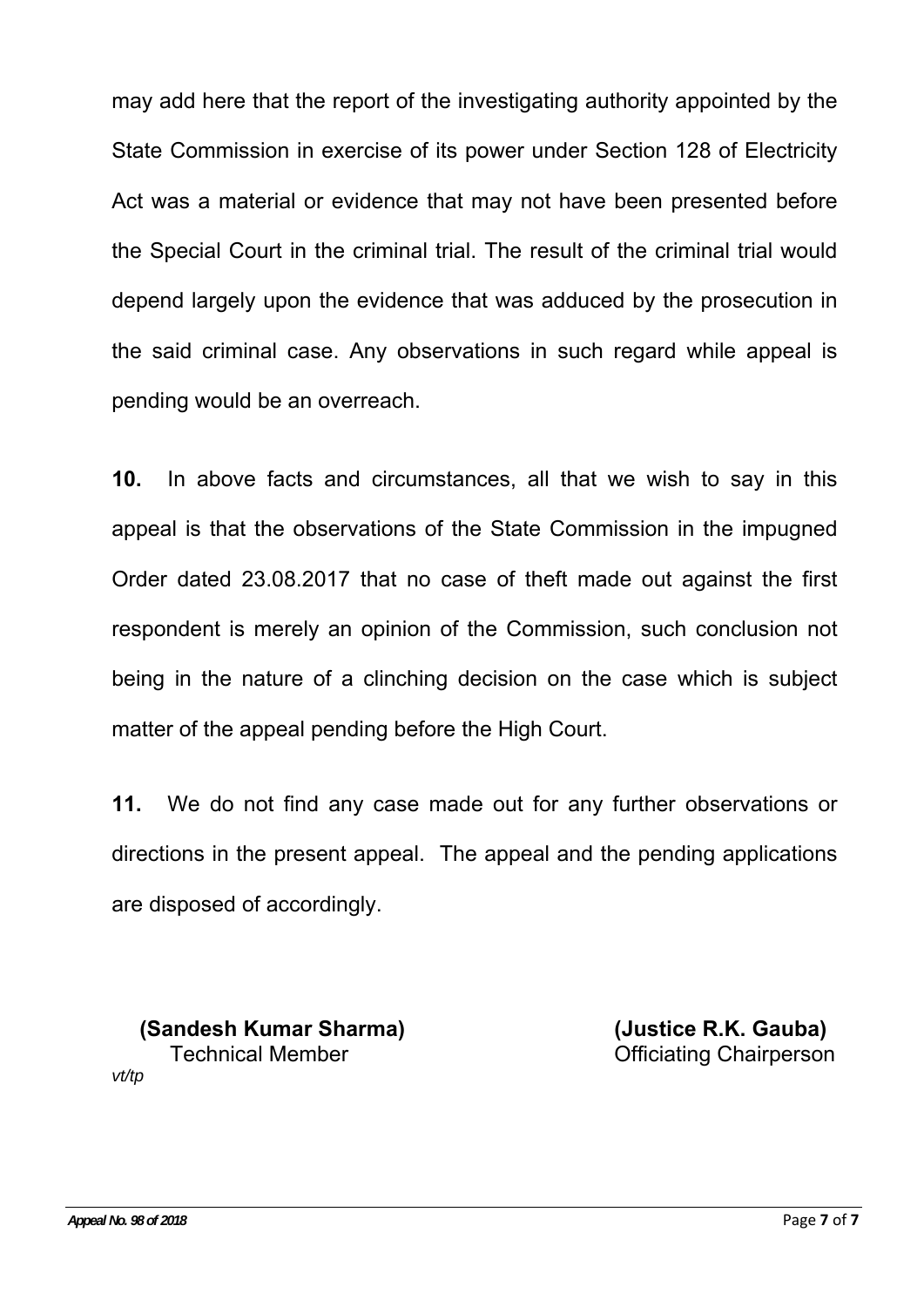may add here that the report of the investigating authority appointed by the State Commission in exercise of its power under Section 128 of Electricity Act was a material or evidence that may not have been presented before the Special Court in the criminal trial. The result of the criminal trial would depend largely upon the evidence that was adduced by the prosecution in the said criminal case. Any observations in such regard while appeal is pending would be an overreach.

**10.** In above facts and circumstances, all that we wish to say in this appeal is that the observations of the State Commission in the impugned Order dated 23.08.2017 that no case of theft made out against the first respondent is merely an opinion of the Commission, such conclusion not being in the nature of a clinching decision on the case which is subject matter of the appeal pending before the High Court.

**11.** We do not find any case made out for any further observations or directions in the present appeal. The appeal and the pending applications are disposed of accordingly.

**(Sandesh Kumar Sharma)**
Technical Member

**(Justice R.K. Gauba)**
Officiating Chairperson

*vt/tp*